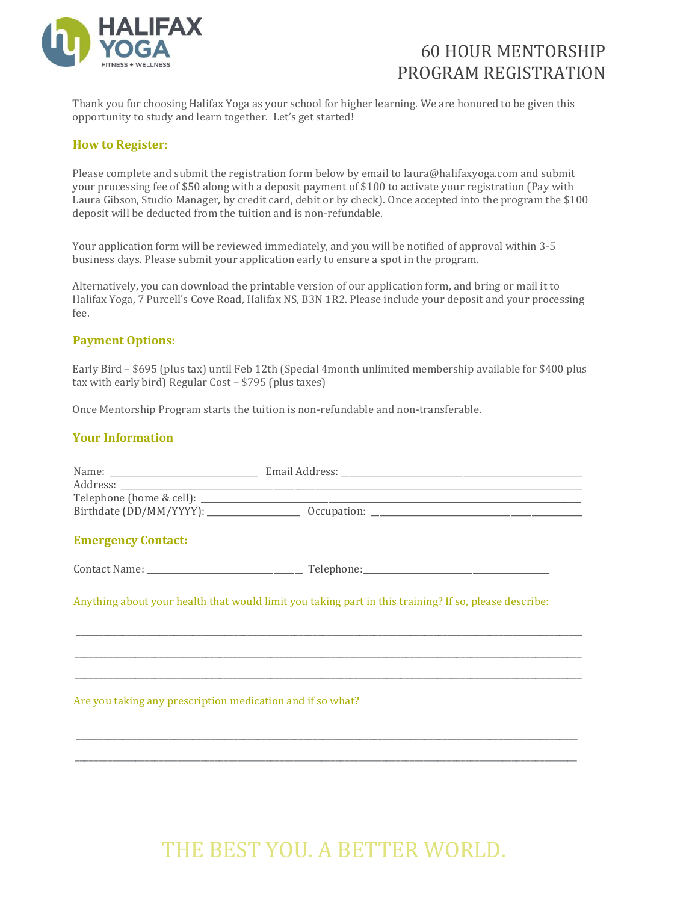HALIFAX YOGA
FITNESS + WELLNESS

# 60 HOUR MENTORSHIP PROGRAM REGISTRATION

Thank you for choosing Halifax Yoga as your school for higher learning. We are honored to be given this opportunity to study and learn together. Let's get started!

## How to Register:

Please complete and submit the registration form below by email to laura@halifaxyoga.com and submit your processing fee of $50 along with a deposit payment of $100 to activate your registration (Pay with Laura Gibson, Studio Manager, by credit card, debit or by check). Once accepted into the program the $100 deposit will be deducted from the tuition and is non-refundable.

Your application form will be reviewed immediately, and you will be notified of approval within 3-5 business days. Please submit your application early to ensure a spot in the program.

Alternatively, you can download the printable version of our application form, and bring or mail it to Halifax Yoga, 7 Purcell's Cove Road, Halifax NS, B3N 1R2. Please include your deposit and your processing fee.

## Payment Options:

Early Bird – $695 (plus tax) until Feb 12th (Special 4month unlimited membership available for $400 plus tax with early bird) Regular Cost – $795 (plus taxes)

Once Mentorship Program starts the tuition is non-refundable and non-transferable.

## Your Information

Name: ____________________ Email Address: ____________________
Address: ________________________________________
Telephone (home & cell): ________________________________________
Birthdate (DD/MM/YYYY): ____________ Occupation: ____________________

## Emergency Contact:

Contact Name: ____________________ Telephone: ____________________

Anything about your health that would limit you taking part in this training? If so, please describe:

________________________________________

________________________________________

________________________________________

Are you taking any prescription medication and if so what?

________________________________________

________________________________________

THE BEST YOU. A BETTER WORLD.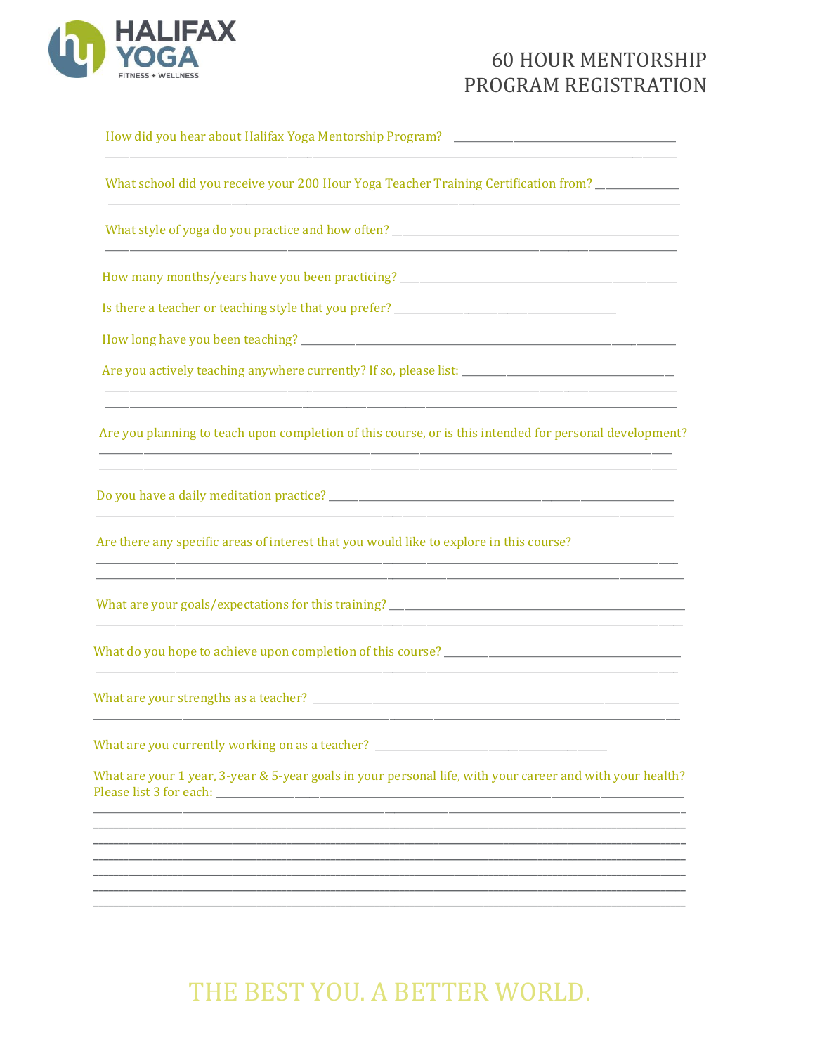# 60 HOUR MENTORSHIP PROGRAM REGISTRATION

How did you hear about Halifax Yoga Mentorship Program? ______________________________
______________________________________________________________________

What school did you receive your 200 Hour Yoga Teacher Training Certification from? __________
______________________________________________________________________

What style of yoga do you practice and how often? ______________________________
______________________________________________________________________

How many months/years have you been practicing? ______________________________

Is there a teacher or teaching style that you prefer? ______________________________

How long have you been teaching? ______________________________

Are you actively teaching anywhere currently? If so, please list: ______________________________
______________________________________________________________________
______________________________________________________________________

Are you planning to teach upon completion of this course, or is this intended for personal development?
______________________________________________________________________
______________________________________________________________________

Do you have a daily meditation practice? ______________________________
______________________________________________________________________

Are there any specific areas of interest that you would like to explore in this course?
______________________________________________________________________
______________________________________________________________________

What are your goals/expectations for this training? ______________________________
______________________________________________________________________

What do you hope to achieve upon completion of this course? ______________________________
______________________________________________________________________

What are your strengths as a teacher? ______________________________
______________________________________________________________________

What are you currently working on as a teacher? ______________________________

What are your 1 year, 3-year & 5-year goals in your personal life, with your career and with your health? Please list 3 for each: ______________________________
______________________________________________________________________
______________________________________________________________________
______________________________________________________________________
______________________________________________________________________
______________________________________________________________________
______________________________________________________________________
______________________________________________________________________

THE BEST YOU. A BETTER WORLD.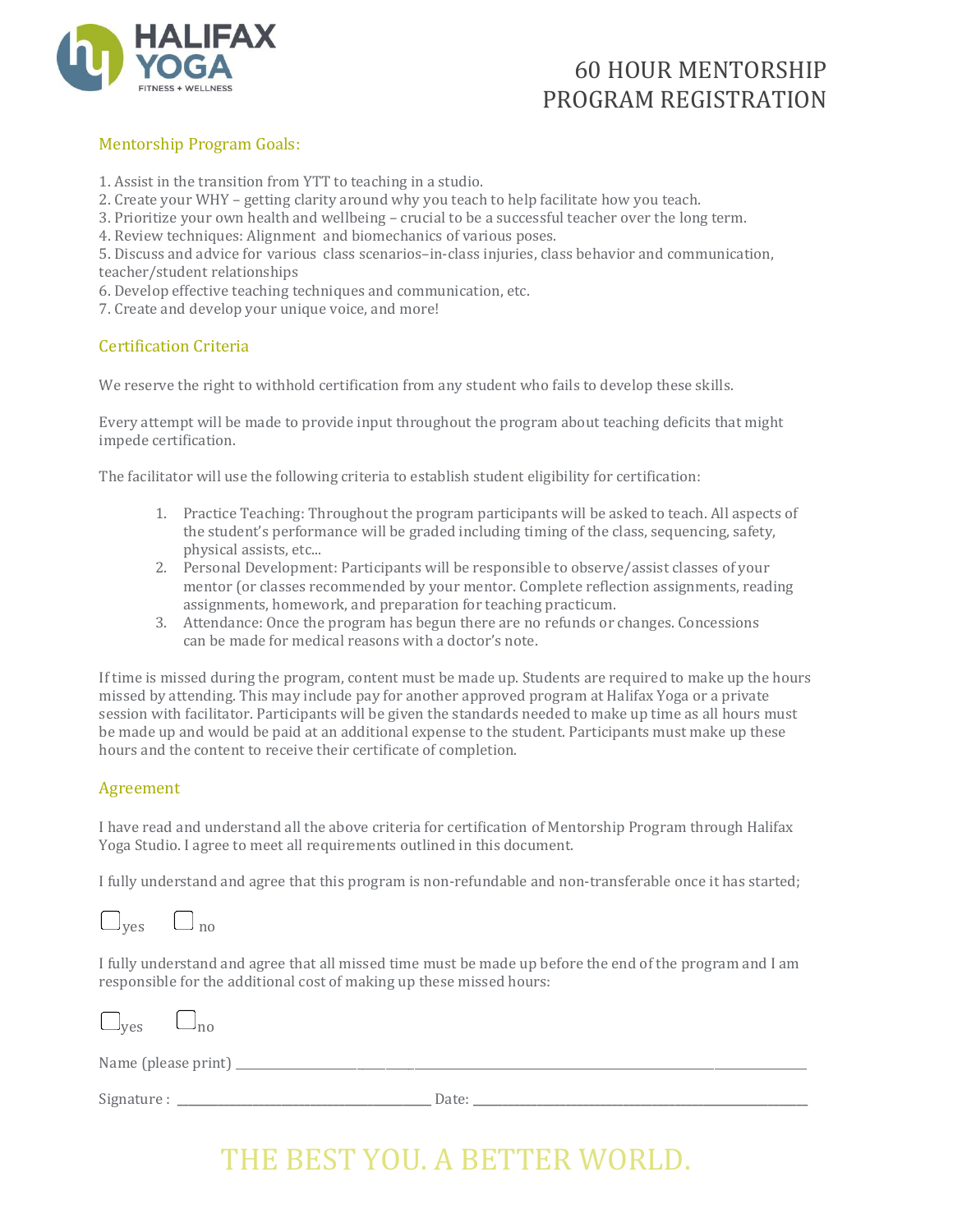HALIFAX YOGA
FITNESS + WELLNESS

# 60 HOUR MENTORSHIP PROGRAM REGISTRATION

## Mentorship Program Goals:

1. Assist in the transition from YTT to teaching in a studio.
2. Create your WHY – getting clarity around why you teach to help facilitate how you teach.
3. Prioritize your own health and wellbeing – crucial to be a successful teacher over the long term.
4. Review techniques: Alignment and biomechanics of various poses.
5. Discuss and advice for various class scenarios–in-class injuries, class behavior and communication, teacher/student relationships
6. Develop effective teaching techniques and communication, etc.
7. Create and develop your unique voice, and more!

## Certification Criteria

We reserve the right to withhold certification from any student who fails to develop these skills.

Every attempt will be made to provide input throughout the program about teaching deficits that might impede certification.

The facilitator will use the following criteria to establish student eligibility for certification:

1. Practice Teaching: Throughout the program participants will be asked to teach. All aspects of the student's performance will be graded including timing of the class, sequencing, safety, physical assists, etc...
2. Personal Development: Participants will be responsible to observe/assist classes of your mentor (or classes recommended by your mentor. Complete reflection assignments, reading assignments, homework, and preparation for teaching practicum.
3. Attendance: Once the program has begun there are no refunds or changes. Concessions can be made for medical reasons with a doctor's note.

If time is missed during the program, content must be made up. Students are required to make up the hours missed by attending. This may include pay for another approved program at Halifax Yoga or a private session with facilitator. Participants will be given the standards needed to make up time as all hours must be made up and would be paid at an additional expense to the student. Participants must make up these hours and the content to receive their certificate of completion.

## Agreement

I have read and understand all the above criteria for certification of Mentorship Program through Halifax Yoga Studio. I agree to meet all requirements outlined in this document.

I fully understand and agree that this program is non-refundable and non-transferable once it has started;

☐ yes ☐ no

I fully understand and agree that all missed time must be made up before the end of the program and I am responsible for the additional cost of making up these missed hours:

☐ yes ☐ no

Name (please print) ____________________________________________

Signature : ______________________ Date: ______________________

THE BEST YOU. A BETTER WORLD.